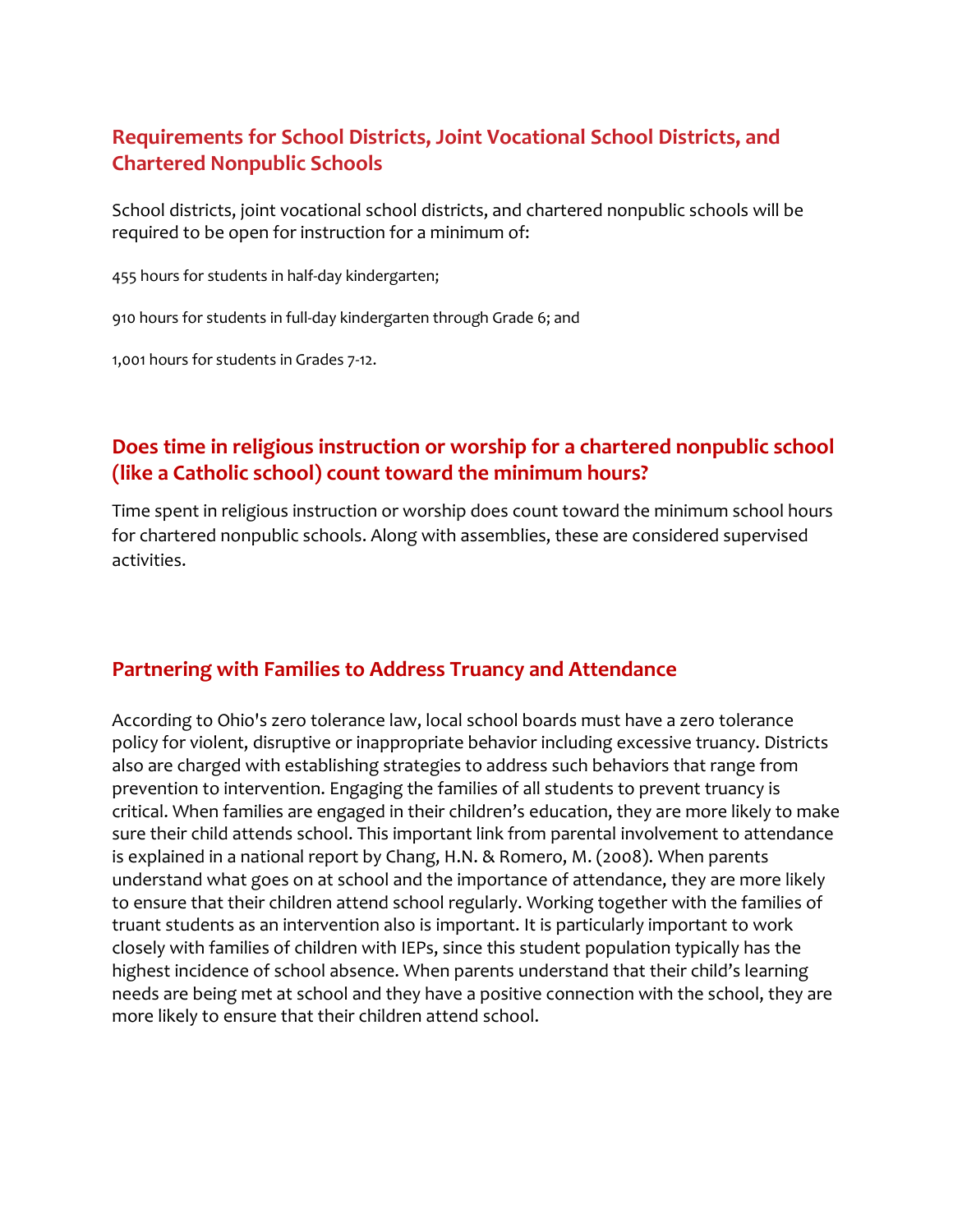## Requirements for School Districts, Joint Vocational School Districts, and Chartered Nonpublic Schools

School districts, joint vocational school districts, and chartered nonpublic schools will be required to be open for instruction for a minimum of:

455 hours for students in half-day kindergarten;

910 hours for students in full-day kindergarten through Grade 6; and

1,001 hours for students in Grades 7-12.

## Does time in religious instruction or worship for a chartered nonpublic school (like a Catholic school) count toward the minimum hours?

Time spent in religious instruction or worship does count toward the minimum school hours for chartered nonpublic schools. Along with assemblies, these are considered supervised activities.

## Partnering with Families to Address Truancy and Attendance

According to Ohio's zero tolerance law, local school boards must have a zero tolerance policy for violent, disruptive or inappropriate behavior including excessive truancy. Districts also are charged with establishing strategies to address such behaviors that range from prevention to intervention. Engaging the families of all students to prevent truancy is critical. When families are engaged in their children's education, they are more likely to make sure their child attends school. This important link from parental involvement to attendance is explained in a national report by Chang, H.N. & Romero, M. (2008). When parents understand what goes on at school and the importance of attendance, they are more likely to ensure that their children attend school regularly. Working together with the families of truant students as an intervention also is important. It is particularly important to work closely with families of children with IEPs, since this student population typically has the highest incidence of school absence. When parents understand that their child's learning needs are being met at school and they have a positive connection with the school, they are more likely to ensure that their children attend school.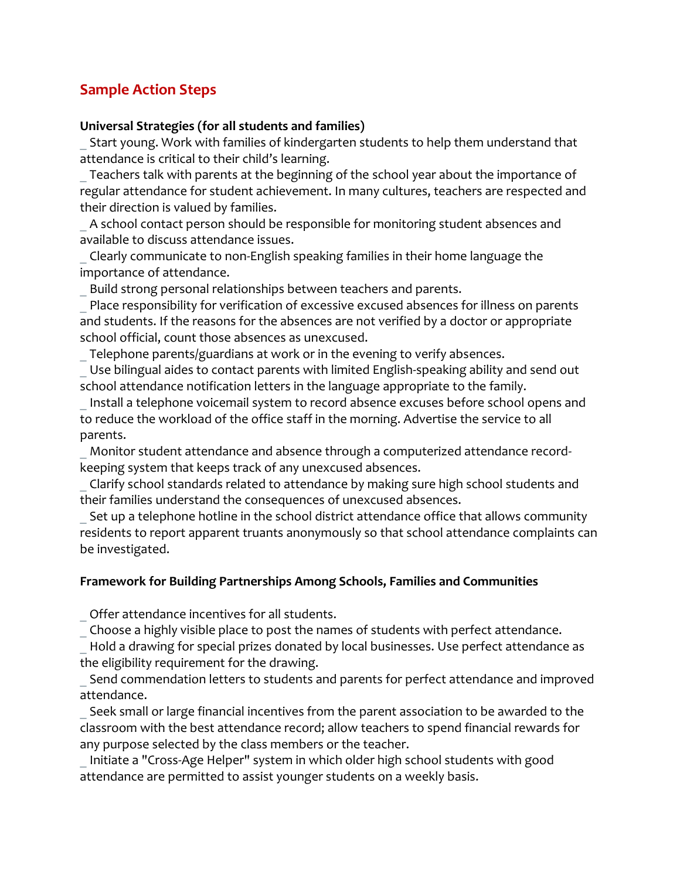## Sample Action Steps

**Universal Strategies (for all students and families)**

_ Start young. Work with families of kindergarten students to help them understand that attendance is critical to their child's learning.

_ Teachers talk with parents at the beginning of the school year about the importance of regular attendance for student achievement. In many cultures, teachers are respected and their direction is valued by families.

_ A school contact person should be responsible for monitoring student absences and available to discuss attendance issues.

_ Clearly communicate to non-English speaking families in their home language the importance of attendance.

_ Build strong personal relationships between teachers and parents.

_ Place responsibility for verification of excessive excused absences for illness on parents and students. If the reasons for the absences are not verified by a doctor or appropriate school official, count those absences as unexcused.

_ Telephone parents/guardians at work or in the evening to verify absences.

_ Use bilingual aides to contact parents with limited English-speaking ability and send out school attendance notification letters in the language appropriate to the family.

_ Install a telephone voicemail system to record absence excuses before school opens and to reduce the workload of the office staff in the morning. Advertise the service to all parents.

_ Monitor student attendance and absence through a computerized attendance record-keeping system that keeps track of any unexcused absences.

_ Clarify school standards related to attendance by making sure high school students and their families understand the consequences of unexcused absences.

_ Set up a telephone hotline in the school district attendance office that allows community residents to report apparent truants anonymously so that school attendance complaints can be investigated.

**Framework for Building Partnerships Among Schools, Families and Communities**

_ Offer attendance incentives for all students.

_ Choose a highly visible place to post the names of students with perfect attendance.

_ Hold a drawing for special prizes donated by local businesses. Use perfect attendance as the eligibility requirement for the drawing.

_ Send commendation letters to students and parents for perfect attendance and improved attendance.

_ Seek small or large financial incentives from the parent association to be awarded to the classroom with the best attendance record; allow teachers to spend financial rewards for any purpose selected by the class members or the teacher.

_ Initiate a "Cross-Age Helper" system in which older high school students with good attendance are permitted to assist younger students on a weekly basis.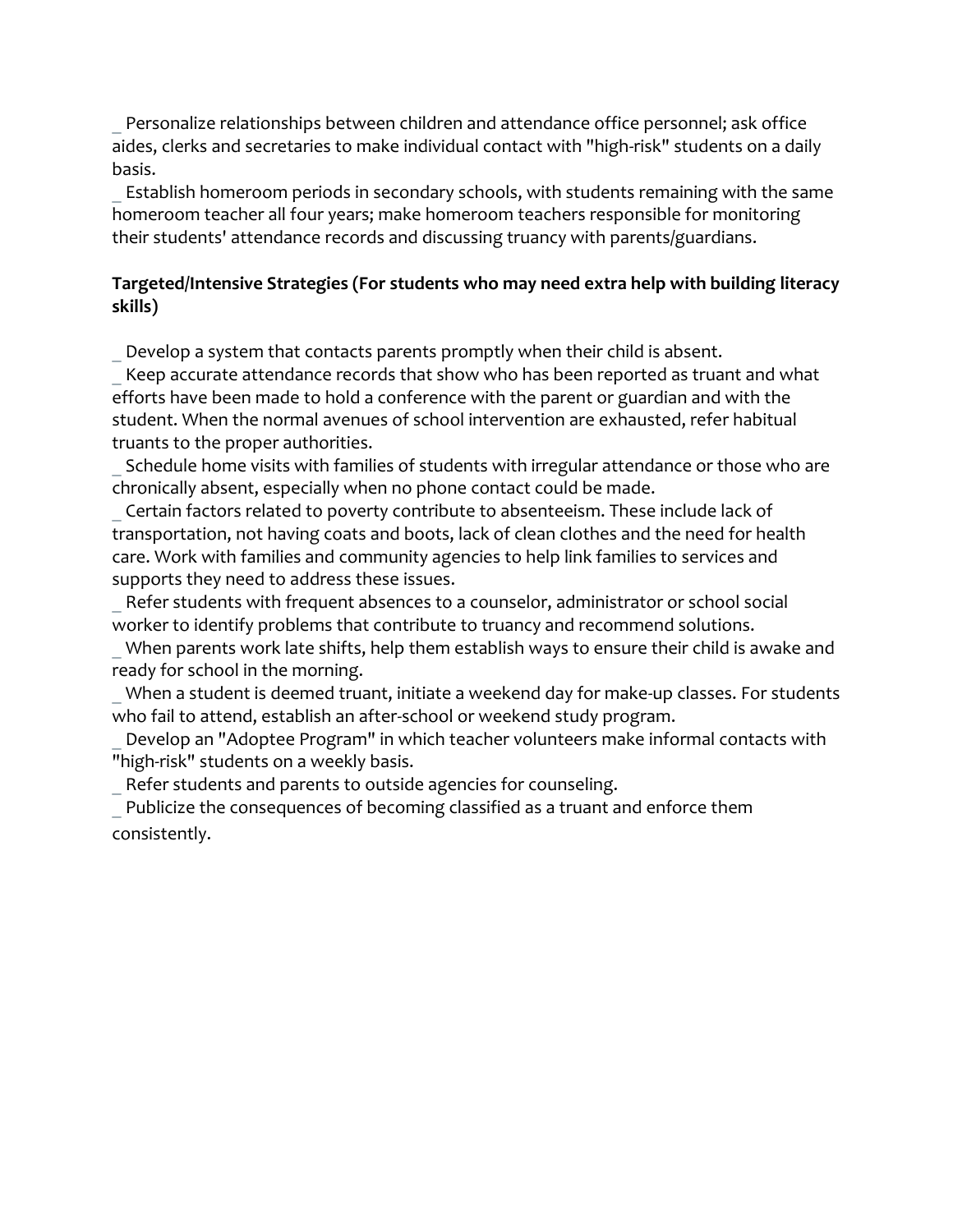_ Personalize relationships between children and attendance office personnel; ask office aides, clerks and secretaries to make individual contact with "high-risk" students on a daily basis.

_ Establish homeroom periods in secondary schools, with students remaining with the same homeroom teacher all four years; make homeroom teachers responsible for monitoring their students' attendance records and discussing truancy with parents/guardians.

**Targeted/Intensive Strategies (For students who may need extra help with building literacy skills)**

_ Develop a system that contacts parents promptly when their child is absent.

_ Keep accurate attendance records that show who has been reported as truant and what efforts have been made to hold a conference with the parent or guardian and with the student. When the normal avenues of school intervention are exhausted, refer habitual truants to the proper authorities.

_ Schedule home visits with families of students with irregular attendance or those who are chronically absent, especially when no phone contact could be made.

_ Certain factors related to poverty contribute to absenteeism. These include lack of transportation, not having coats and boots, lack of clean clothes and the need for health care. Work with families and community agencies to help link families to services and supports they need to address these issues.

_ Refer students with frequent absences to a counselor, administrator or school social worker to identify problems that contribute to truancy and recommend solutions.

_ When parents work late shifts, help them establish ways to ensure their child is awake and ready for school in the morning.

_ When a student is deemed truant, initiate a weekend day for make-up classes. For students who fail to attend, establish an after-school or weekend study program.

_ Develop an "Adoptee Program" in which teacher volunteers make informal contacts with "high-risk" students on a weekly basis.

_ Refer students and parents to outside agencies for counseling.

_ Publicize the consequences of becoming classified as a truant and enforce them consistently.